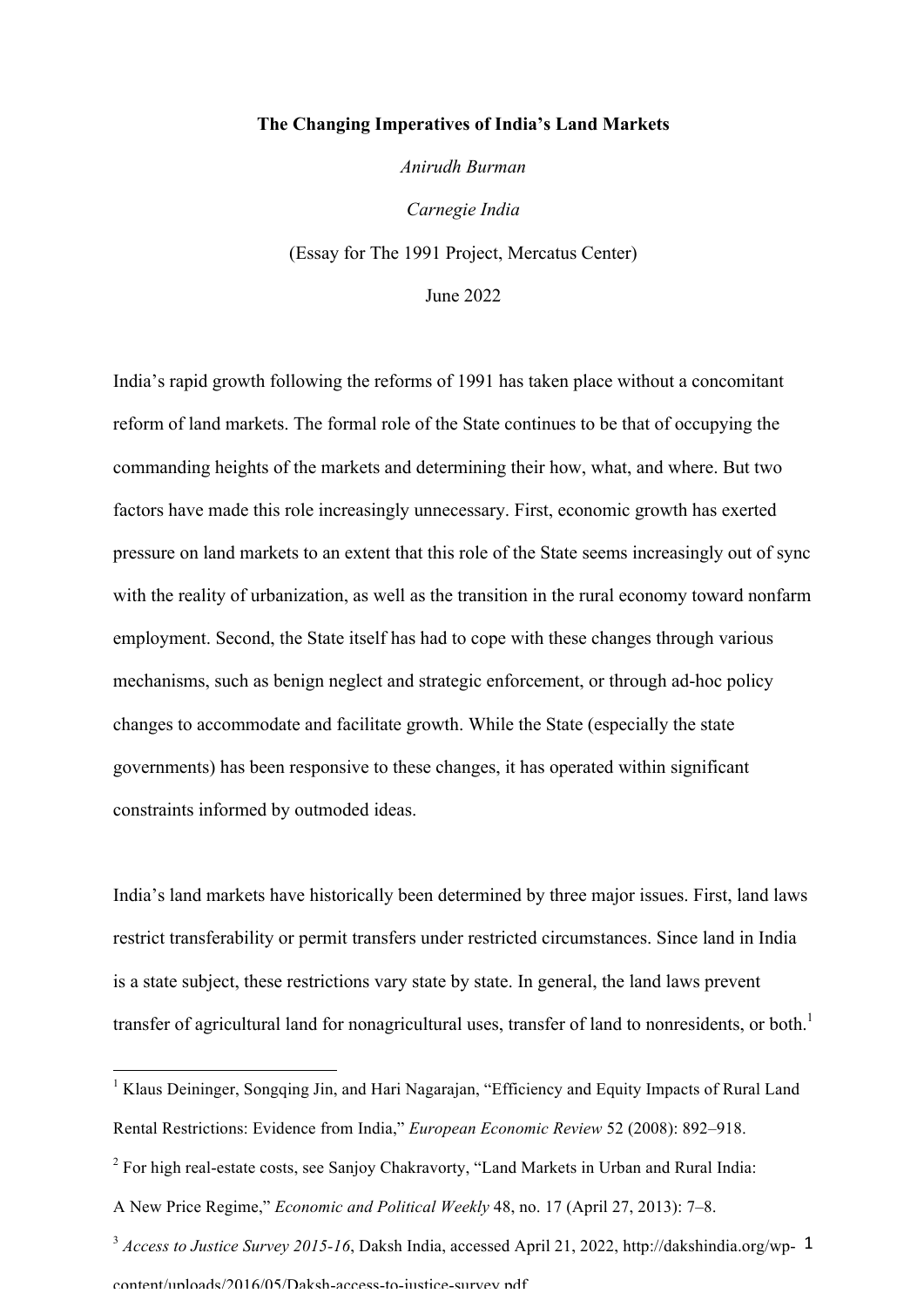**The Changing Imperatives of India's Land Markets**

*Anirudh Burman*

*Carnegie India*

(Essay for The 1991 Project, Mercatus Center)

June 2022

India's rapid growth following the reforms of 1991 has taken place without a concomitant reform of land markets. The formal role of the State continues to be that of occupying the commanding heights of the markets and determining their how, what, and where. But two factors have made this role increasingly unnecessary. First, economic growth has exerted pressure on land markets to an extent that this role of the State seems increasingly out of sync with the reality of urbanization, as well as the transition in the rural economy toward nonfarm employment. Second, the State itself has had to cope with these changes through various mechanisms, such as benign neglect and strategic enforcement, or through ad-hoc policy changes to accommodate and facilitate growth. While the State (especially the state governments) has been responsive to these changes, it has operated within significant constraints informed by outmoded ideas.

India's land markets have historically been determined by three major issues. First, land laws restrict transferability or permit transfers under restricted circumstances. Since land in India is a state subject, these restrictions vary state by state. In general, the land laws prevent transfer of agricultural land for nonagricultural uses, transfer of land to nonresidents, or both.[1]

---

[1] Klaus Deininger, Songqing Jin, and Hari Nagarajan, "Efficiency and Equity Impacts of Rural Land Rental Restrictions: Evidence from India," *European Economic Review* 52 (2008): 892–918.

[2] For high real-estate costs, see Sanjoy Chakravorty, "Land Markets in Urban and Rural India: A New Price Regime," *Economic and Political Weekly* 48, no. 17 (April 27, 2013): 7–8.

[3] *Access to Justice Survey 2015-16*, Daksh India, accessed April 21, 2022, http://dakshindia.org/wp-content/uploads/2016/05/Daksh-access-to-justice-survey.pdf.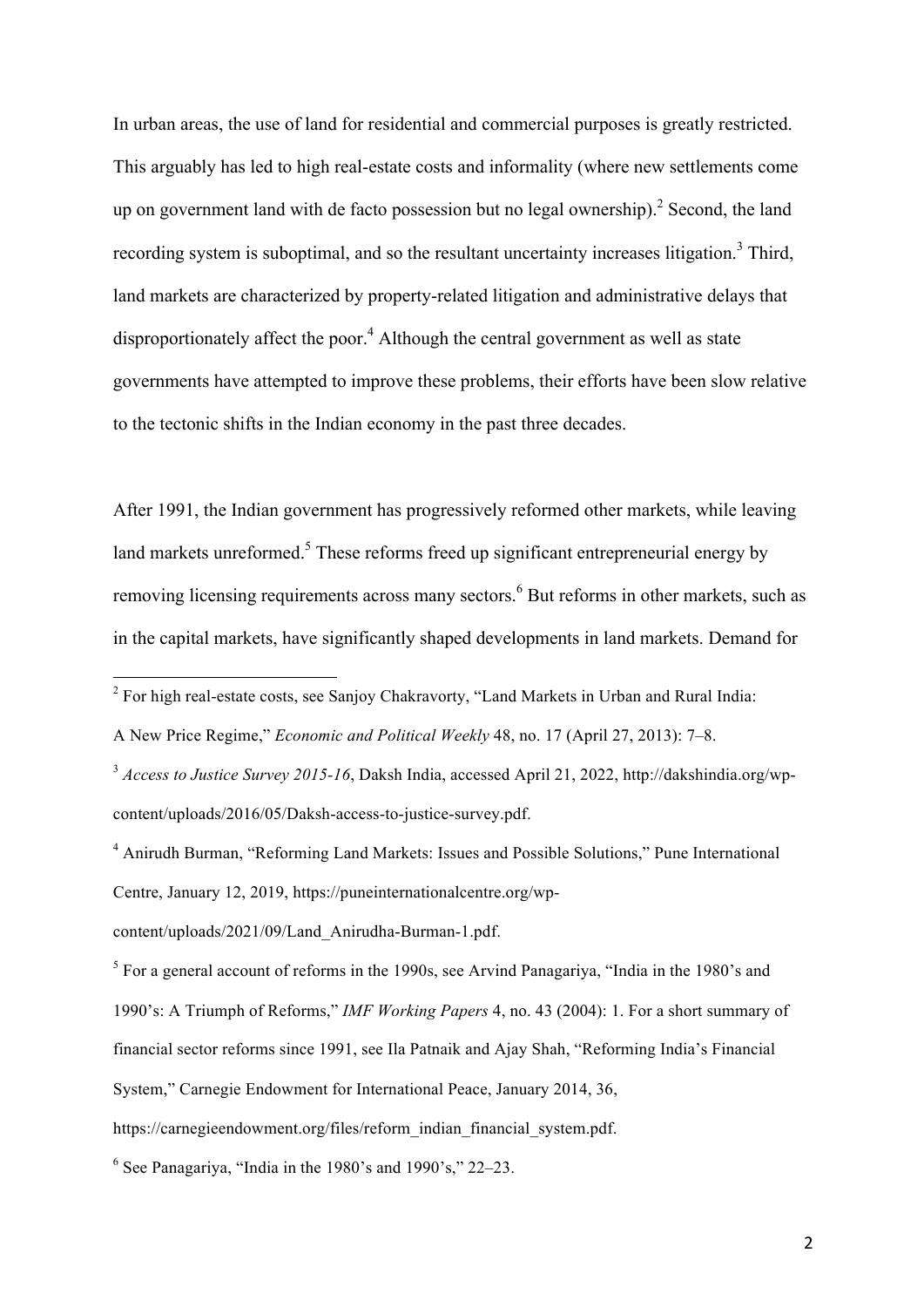In urban areas, the use of land for residential and commercial purposes is greatly restricted. This arguably has led to high real-estate costs and informality (where new settlements come up on government land with de facto possession but no legal ownership).[2] Second, the land recording system is suboptimal, and so the resultant uncertainty increases litigation.[3] Third, land markets are characterized by property-related litigation and administrative delays that disproportionately affect the poor.[4] Although the central government as well as state governments have attempted to improve these problems, their efforts have been slow relative to the tectonic shifts in the Indian economy in the past three decades.

After 1991, the Indian government has progressively reformed other markets, while leaving land markets unreformed.[5] These reforms freed up significant entrepreneurial energy by removing licensing requirements across many sectors.[6] But reforms in other markets, such as in the capital markets, have significantly shaped developments in land markets. Demand for

---

[2] For high real-estate costs, see Sanjoy Chakravorty, "Land Markets in Urban and Rural India: A New Price Regime," *Economic and Political Weekly* 48, no. 17 (April 27, 2013): 7–8.

[3] *Access to Justice Survey 2015-16*, Daksh India, accessed April 21, 2022, http://dakshindia.org/wp-content/uploads/2016/05/Daksh-access-to-justice-survey.pdf.

[4] Anirudh Burman, "Reforming Land Markets: Issues and Possible Solutions," Pune International Centre, January 12, 2019, https://puneinternationalcentre.org/wp-content/uploads/2021/09/Land_Anirudha-Burman-1.pdf.

[5] For a general account of reforms in the 1990s, see Arvind Panagariya, "India in the 1980's and 1990's: A Triumph of Reforms," *IMF Working Papers* 4, no. 43 (2004): 1. For a short summary of financial sector reforms since 1991, see Ila Patnaik and Ajay Shah, "Reforming India's Financial System," Carnegie Endowment for International Peace, January 2014, 36, https://carnegieendowment.org/files/reform_indian_financial_system.pdf.

[6] See Panagariya, "India in the 1980's and 1990's," 22–23.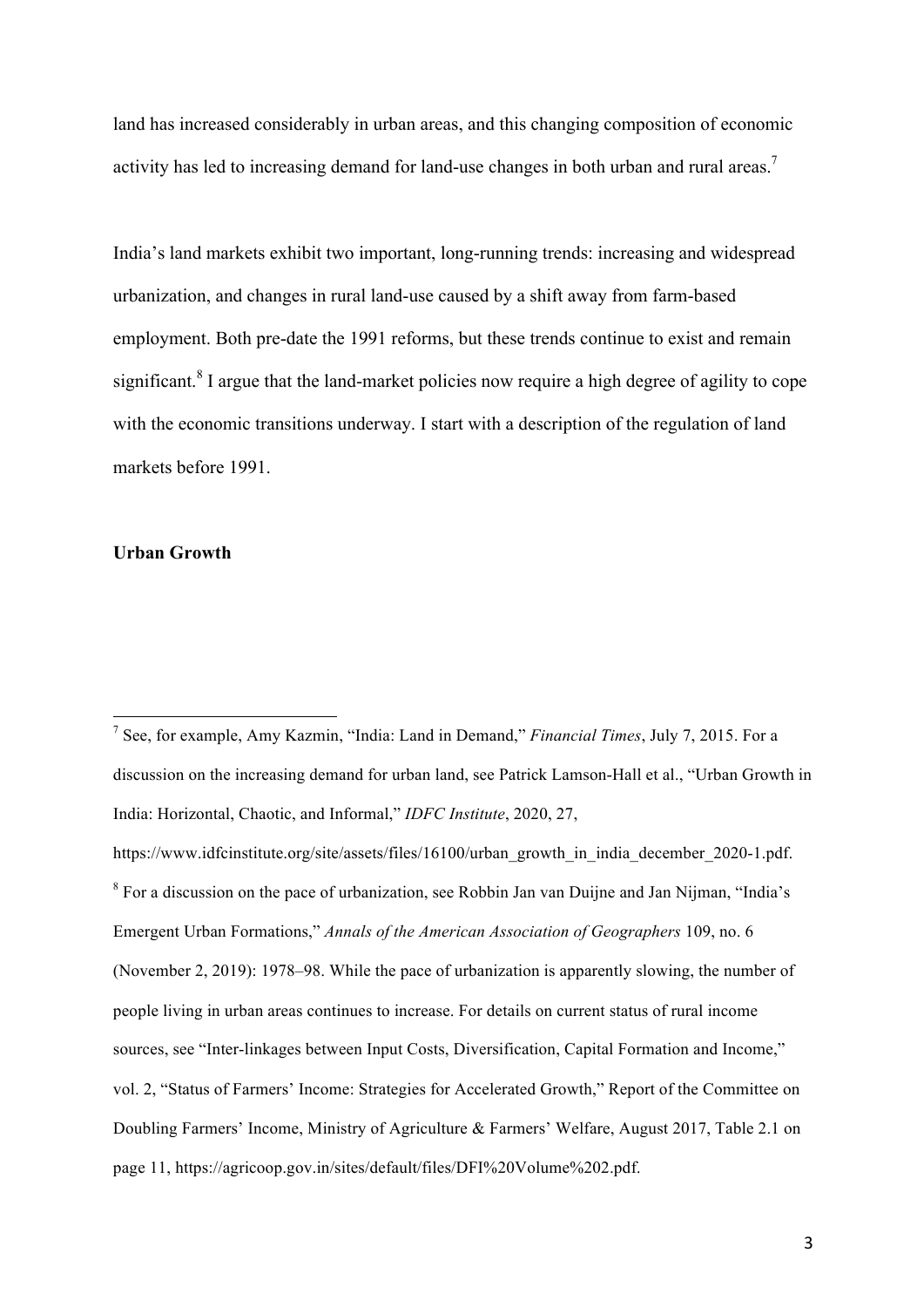land has increased considerably in urban areas, and this changing composition of economic activity has led to increasing demand for land-use changes in both urban and rural areas.[7]

India's land markets exhibit two important, long-running trends: increasing and widespread urbanization, and changes in rural land-use caused by a shift away from farm-based employment. Both pre-date the 1991 reforms, but these trends continue to exist and remain significant.[8] I argue that the land-market policies now require a high degree of agility to cope with the economic transitions underway. I start with a description of the regulation of land markets before 1991.

**Urban Growth**

---

[7] See, for example, Amy Kazmin, "India: Land in Demand," *Financial Times*, July 7, 2015. For a discussion on the increasing demand for urban land, see Patrick Lamson-Hall et al., "Urban Growth in India: Horizontal, Chaotic, and Informal," *IDFC Institute*, 2020, 27, https://www.idfcinstitute.org/site/assets/files/16100/urban_growth_in_india_december_2020-1.pdf.

[8] For a discussion on the pace of urbanization, see Robbin Jan van Duijne and Jan Nijman, "India's Emergent Urban Formations," *Annals of the American Association of Geographers* 109, no. 6 (November 2, 2019): 1978–98. While the pace of urbanization is apparently slowing, the number of people living in urban areas continues to increase. For details on current status of rural income sources, see "Inter-linkages between Input Costs, Diversification, Capital Formation and Income," vol. 2, "Status of Farmers' Income: Strategies for Accelerated Growth," Report of the Committee on Doubling Farmers' Income, Ministry of Agriculture & Farmers' Welfare, August 2017, Table 2.1 on page 11, https://agricoop.gov.in/sites/default/files/DFI%20Volume%202.pdf.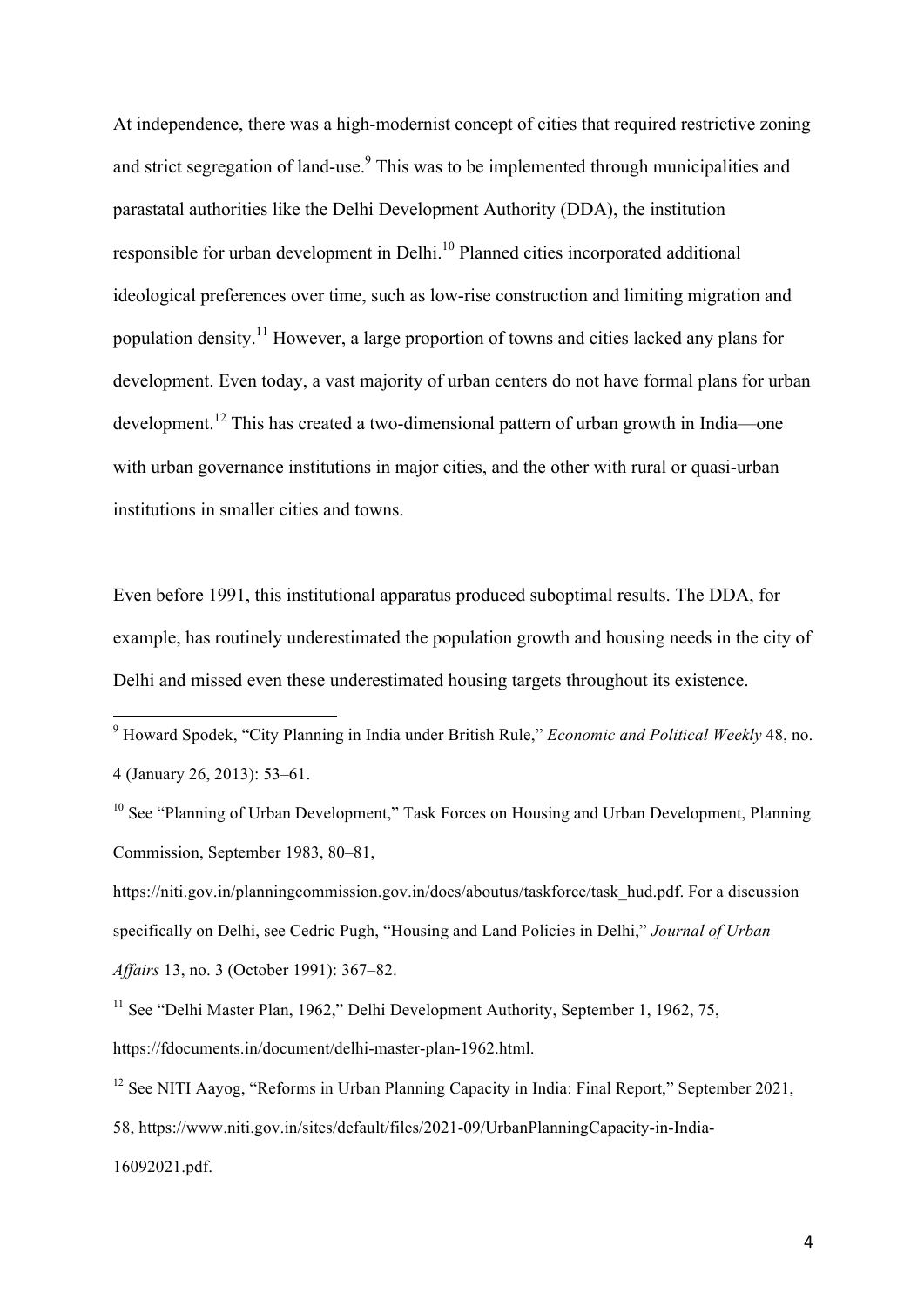At independence, there was a high-modernist concept of cities that required restrictive zoning and strict segregation of land-use.[9] This was to be implemented through municipalities and parastatal authorities like the Delhi Development Authority (DDA), the institution responsible for urban development in Delhi.[10] Planned cities incorporated additional ideological preferences over time, such as low-rise construction and limiting migration and population density.[11] However, a large proportion of towns and cities lacked any plans for development. Even today, a vast majority of urban centers do not have formal plans for urban development.[12] This has created a two-dimensional pattern of urban growth in India—one with urban governance institutions in major cities, and the other with rural or quasi-urban institutions in smaller cities and towns.

Even before 1991, this institutional apparatus produced suboptimal results. The DDA, for example, has routinely underestimated the population growth and housing needs in the city of Delhi and missed even these underestimated housing targets throughout its existence.

---

[9] Howard Spodek, "City Planning in India under British Rule," *Economic and Political Weekly* 48, no. 4 (January 26, 2013): 53–61.

[10] See "Planning of Urban Development," Task Forces on Housing and Urban Development, Planning Commission, September 1983, 80–81, https://niti.gov.in/planningcommission.gov.in/docs/aboutus/taskforce/task_hud.pdf. For a discussion specifically on Delhi, see Cedric Pugh, "Housing and Land Policies in Delhi," *Journal of Urban Affairs* 13, no. 3 (October 1991): 367–82.

[11] See "Delhi Master Plan, 1962," Delhi Development Authority, September 1, 1962, 75, https://fdocuments.in/document/delhi-master-plan-1962.html.

[12] See NITI Aayog, "Reforms in Urban Planning Capacity in India: Final Report," September 2021, 58, https://www.niti.gov.in/sites/default/files/2021-09/UrbanPlanningCapacity-in-India-16092021.pdf.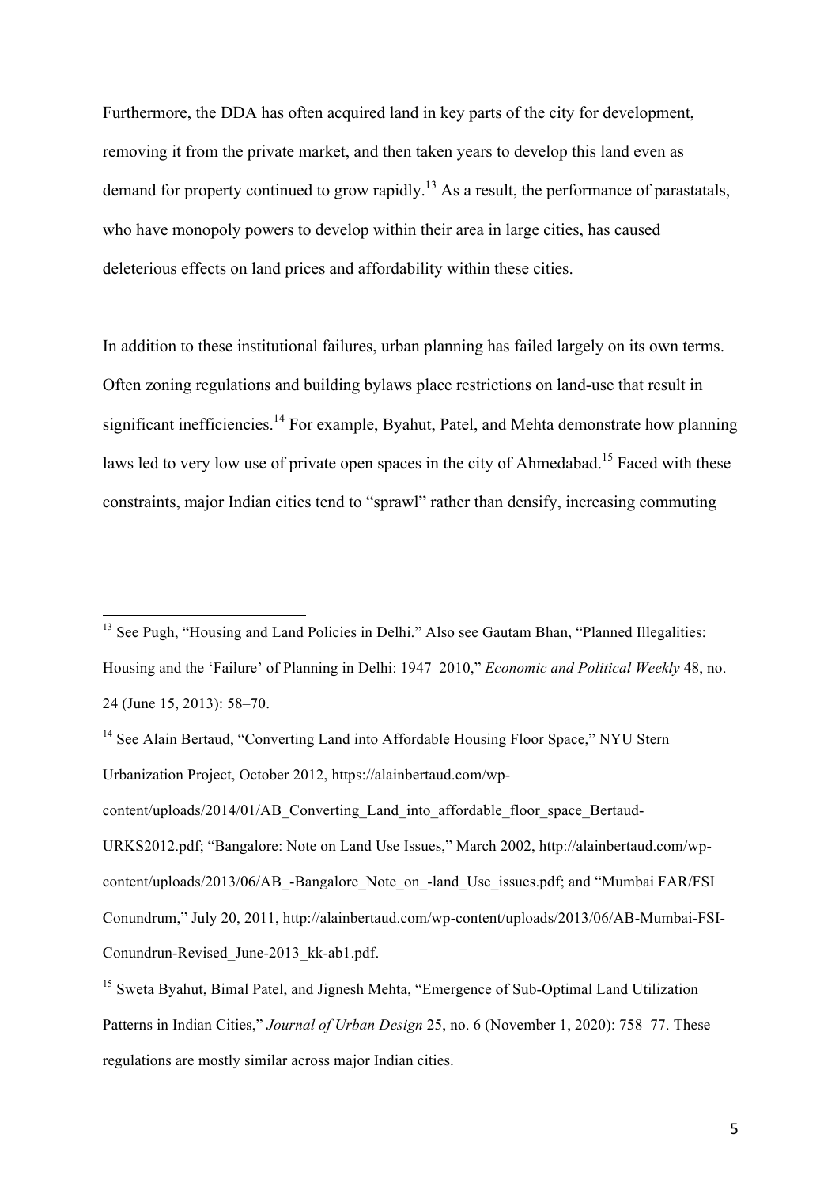Furthermore, the DDA has often acquired land in key parts of the city for development, removing it from the private market, and then taken years to develop this land even as demand for property continued to grow rapidly.[13] As a result, the performance of parastatals, who have monopoly powers to develop within their area in large cities, has caused deleterious effects on land prices and affordability within these cities.

In addition to these institutional failures, urban planning has failed largely on its own terms. Often zoning regulations and building bylaws place restrictions on land-use that result in significant inefficiencies.[14] For example, Byahut, Patel, and Mehta demonstrate how planning laws led to very low use of private open spaces in the city of Ahmedabad.[15] Faced with these constraints, major Indian cities tend to "sprawl" rather than densify, increasing commuting

---

[13] See Pugh, "Housing and Land Policies in Delhi." Also see Gautam Bhan, "Planned Illegalities: Housing and the 'Failure' of Planning in Delhi: 1947–2010," *Economic and Political Weekly* 48, no. 24 (June 15, 2013): 58–70.

[14] See Alain Bertaud, "Converting Land into Affordable Housing Floor Space," NYU Stern Urbanization Project, October 2012, https://alainbertaud.com/wp-content/uploads/2014/01/AB_Converting_Land_into_affordable_floor_space_Bertaud-URKS2012.pdf; "Bangalore: Note on Land Use Issues," March 2002, http://alainbertaud.com/wp-content/uploads/2013/06/AB_-Bangalore_Note_on_-land_Use_issues.pdf; and "Mumbai FAR/FSI Conundrum," July 20, 2011, http://alainbertaud.com/wp-content/uploads/2013/06/AB-Mumbai-FSI-Conundrun-Revised_June-2013_kk-ab1.pdf.

[15] Sweta Byahut, Bimal Patel, and Jignesh Mehta, "Emergence of Sub-Optimal Land Utilization Patterns in Indian Cities," *Journal of Urban Design* 25, no. 6 (November 1, 2020): 758–77. These regulations are mostly similar across major Indian cities.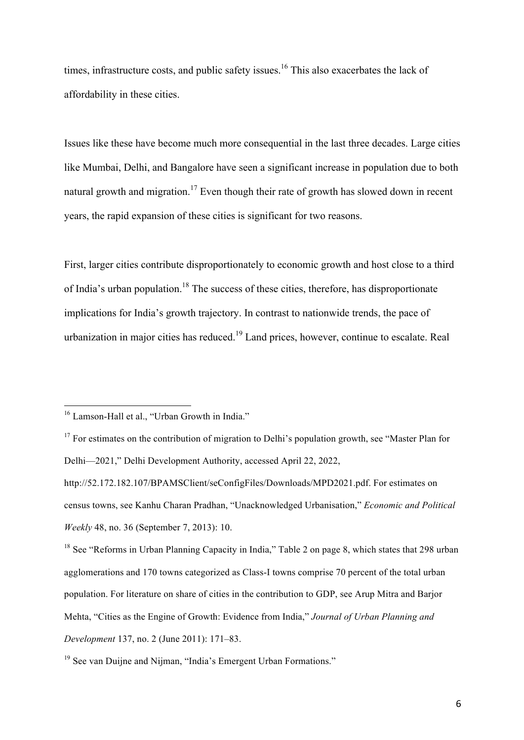times, infrastructure costs, and public safety issues.[16] This also exacerbates the lack of affordability in these cities.

Issues like these have become much more consequential in the last three decades. Large cities like Mumbai, Delhi, and Bangalore have seen a significant increase in population due to both natural growth and migration.[17] Even though their rate of growth has slowed down in recent years, the rapid expansion of these cities is significant for two reasons.

First, larger cities contribute disproportionately to economic growth and host close to a third of India's urban population.[18] The success of these cities, therefore, has disproportionate implications for India's growth trajectory. In contrast to nationwide trends, the pace of urbanization in major cities has reduced.[19] Land prices, however, continue to escalate. Real

---

[16] Lamson-Hall et al., "Urban Growth in India."

[17] For estimates on the contribution of migration to Delhi's population growth, see "Master Plan for Delhi—2021," Delhi Development Authority, accessed April 22, 2022, http://52.172.182.107/BPAMSClient/seConfigFiles/Downloads/MPD2021.pdf. For estimates on census towns, see Kanhu Charan Pradhan, "Unacknowledged Urbanisation," *Economic and Political Weekly* 48, no. 36 (September 7, 2013): 10.

[18] See "Reforms in Urban Planning Capacity in India," Table 2 on page 8, which states that 298 urban agglomerations and 170 towns categorized as Class-I towns comprise 70 percent of the total urban population. For literature on share of cities in the contribution to GDP, see Arup Mitra and Barjor Mehta, "Cities as the Engine of Growth: Evidence from India," *Journal of Urban Planning and Development* 137, no. 2 (June 2011): 171–83.

[19] See van Duijne and Nijman, "India's Emergent Urban Formations."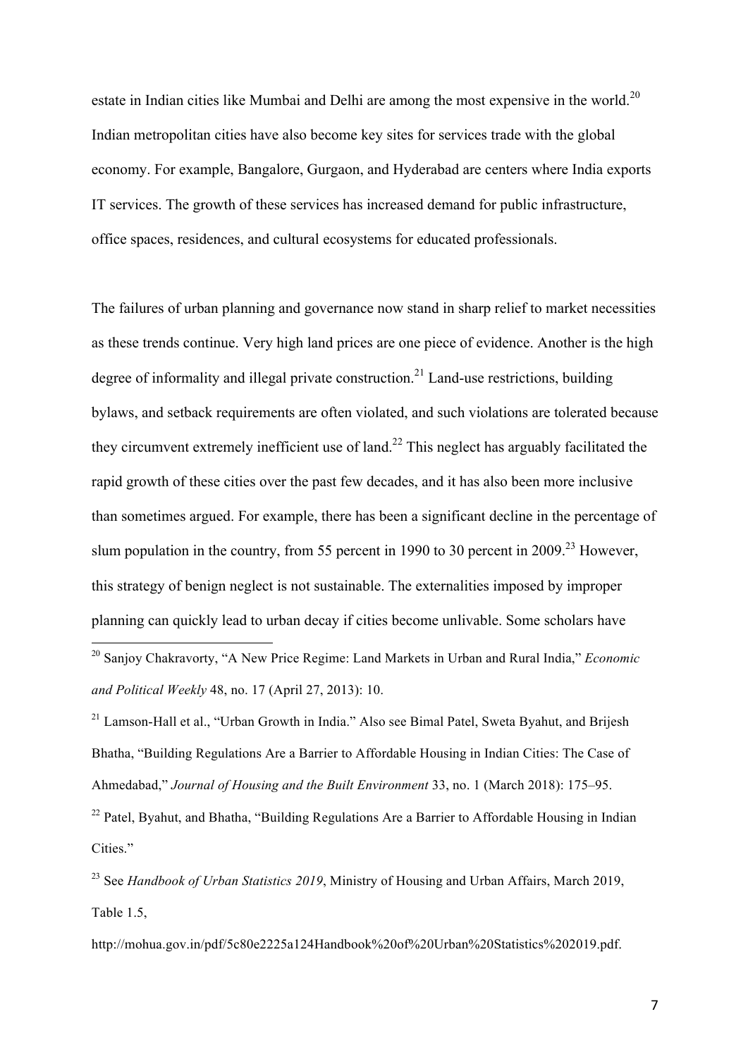estate in Indian cities like Mumbai and Delhi are among the most expensive in the world.[20] Indian metropolitan cities have also become key sites for services trade with the global economy. For example, Bangalore, Gurgaon, and Hyderabad are centers where India exports IT services. The growth of these services has increased demand for public infrastructure, office spaces, residences, and cultural ecosystems for educated professionals.

The failures of urban planning and governance now stand in sharp relief to market necessities as these trends continue. Very high land prices are one piece of evidence. Another is the high degree of informality and illegal private construction.[21] Land-use restrictions, building bylaws, and setback requirements are often violated, and such violations are tolerated because they circumvent extremely inefficient use of land.[22] This neglect has arguably facilitated the rapid growth of these cities over the past few decades, and it has also been more inclusive than sometimes argued. For example, there has been a significant decline in the percentage of slum population in the country, from 55 percent in 1990 to 30 percent in 2009.[23] However, this strategy of benign neglect is not sustainable. The externalities imposed by improper planning can quickly lead to urban decay if cities become unlivable. Some scholars have

---

[20] Sanjoy Chakravorty, "A New Price Regime: Land Markets in Urban and Rural India," *Economic and Political Weekly* 48, no. 17 (April 27, 2013): 10.

[21] Lamson-Hall et al., "Urban Growth in India." Also see Bimal Patel, Sweta Byahut, and Brijesh Bhatha, "Building Regulations Are a Barrier to Affordable Housing in Indian Cities: The Case of Ahmedabad," *Journal of Housing and the Built Environment* 33, no. 1 (March 2018): 175–95.

[22] Patel, Byahut, and Bhatha, "Building Regulations Are a Barrier to Affordable Housing in Indian Cities."

[23] See *Handbook of Urban Statistics 2019*, Ministry of Housing and Urban Affairs, March 2019, Table 1.5, http://mohua.gov.in/pdf/5c80e2225a124Handbook%20of%20Urban%20Statistics%202019.pdf.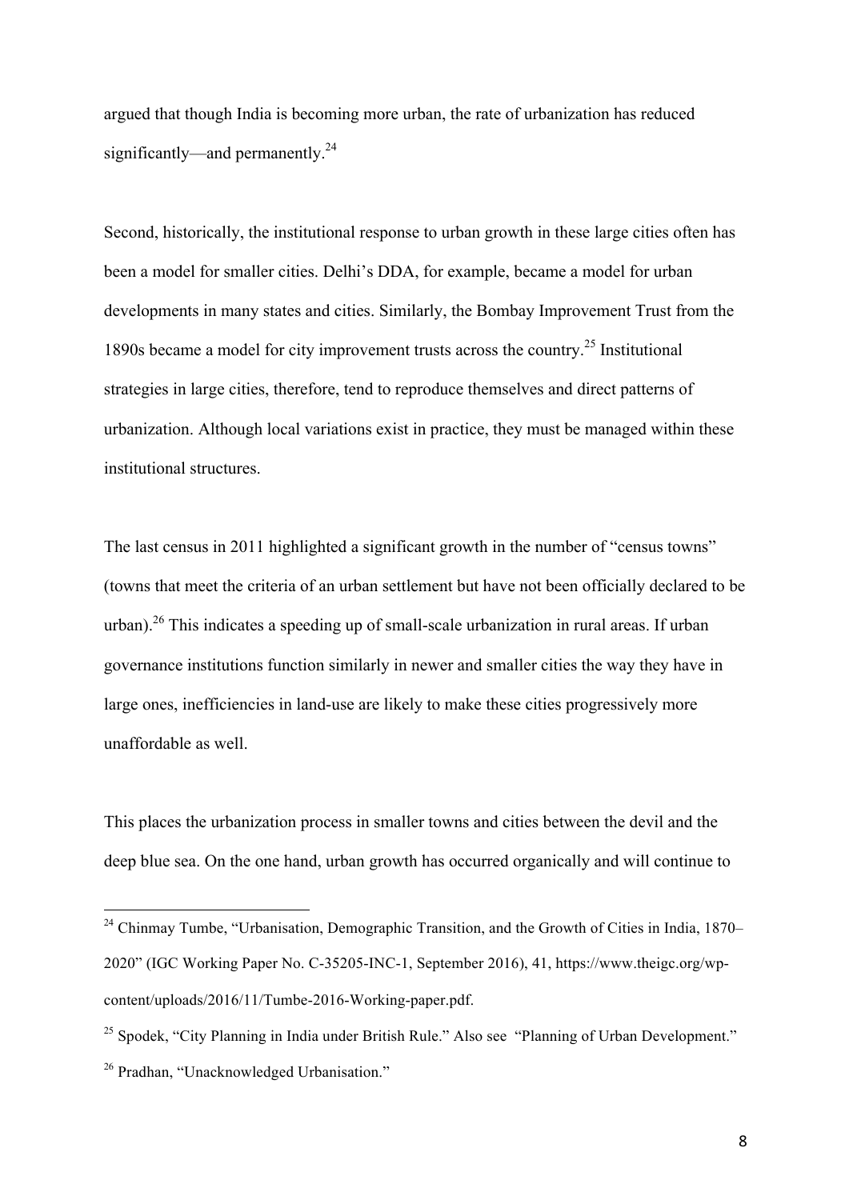argued that though India is becoming more urban, the rate of urbanization has reduced significantly—and permanently.[24]

Second, historically, the institutional response to urban growth in these large cities often has been a model for smaller cities. Delhi's DDA, for example, became a model for urban developments in many states and cities. Similarly, the Bombay Improvement Trust from the 1890s became a model for city improvement trusts across the country.[25] Institutional strategies in large cities, therefore, tend to reproduce themselves and direct patterns of urbanization. Although local variations exist in practice, they must be managed within these institutional structures.

The last census in 2011 highlighted a significant growth in the number of "census towns" (towns that meet the criteria of an urban settlement but have not been officially declared to be urban).[26] This indicates a speeding up of small-scale urbanization in rural areas. If urban governance institutions function similarly in newer and smaller cities the way they have in large ones, inefficiencies in land-use are likely to make these cities progressively more unaffordable as well.

This places the urbanization process in smaller towns and cities between the devil and the deep blue sea. On the one hand, urban growth has occurred organically and will continue to

---

[24] Chinmay Tumbe, "Urbanisation, Demographic Transition, and the Growth of Cities in India, 1870–2020" (IGC Working Paper No. C-35205-INC-1, September 2016), 41, https://www.theigc.org/wp-content/uploads/2016/11/Tumbe-2016-Working-paper.pdf.

[25] Spodek, "City Planning in India under British Rule." Also see "Planning of Urban Development."

[26] Pradhan, "Unacknowledged Urbanisation."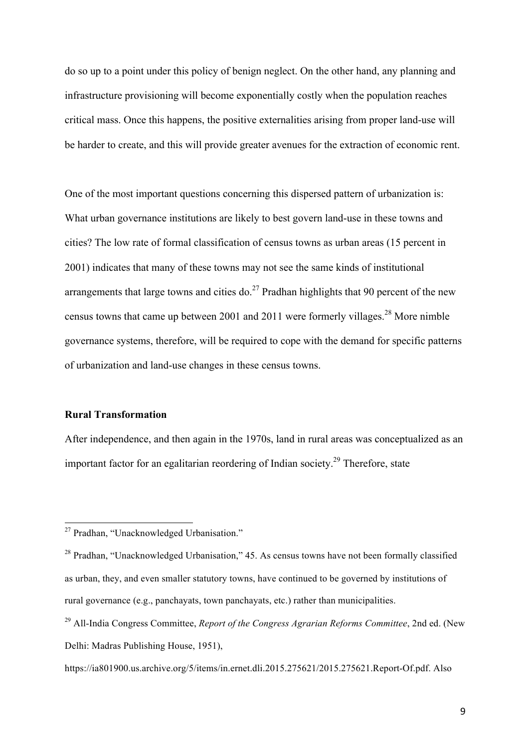do so up to a point under this policy of benign neglect. On the other hand, any planning and infrastructure provisioning will become exponentially costly when the population reaches critical mass. Once this happens, the positive externalities arising from proper land-use will be harder to create, and this will provide greater avenues for the extraction of economic rent.

One of the most important questions concerning this dispersed pattern of urbanization is: What urban governance institutions are likely to best govern land-use in these towns and cities? The low rate of formal classification of census towns as urban areas (15 percent in 2001) indicates that many of these towns may not see the same kinds of institutional arrangements that large towns and cities do.[27] Pradhan highlights that 90 percent of the new census towns that came up between 2001 and 2011 were formerly villages.[28] More nimble governance systems, therefore, will be required to cope with the demand for specific patterns of urbanization and land-use changes in these census towns.

**Rural Transformation**

After independence, and then again in the 1970s, land in rural areas was conceptualized as an important factor for an egalitarian reordering of Indian society.[29] Therefore, state

---

[27] Pradhan, "Unacknowledged Urbanisation."

[28] Pradhan, "Unacknowledged Urbanisation," 45. As census towns have not been formally classified as urban, they, and even smaller statutory towns, have continued to be governed by institutions of rural governance (e.g., panchayats, town panchayats, etc.) rather than municipalities.

[29] All-India Congress Committee, *Report of the Congress Agrarian Reforms Committee*, 2nd ed. (New Delhi: Madras Publishing House, 1951), https://ia801900.us.archive.org/5/items/in.ernet.dli.2015.275621/2015.275621.Report-Of.pdf. Also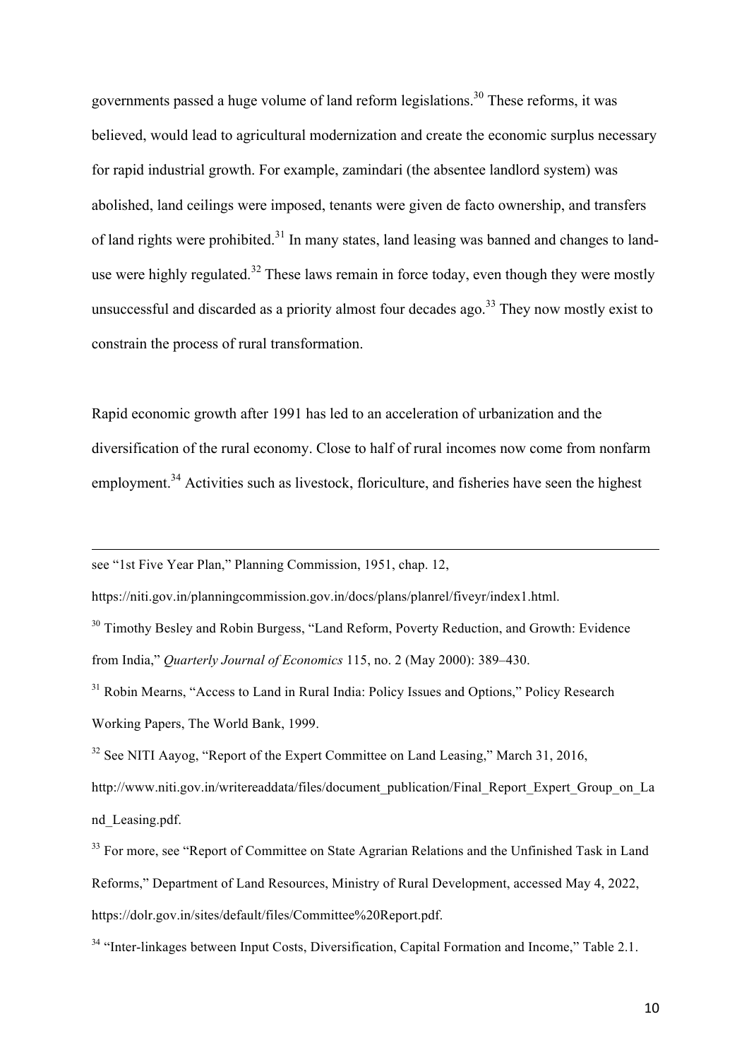governments passed a huge volume of land reform legislations.[30] These reforms, it was believed, would lead to agricultural modernization and create the economic surplus necessary for rapid industrial growth. For example, zamindari (the absentee landlord system) was abolished, land ceilings were imposed, tenants were given de facto ownership, and transfers of land rights were prohibited.[31] In many states, land leasing was banned and changes to land-use were highly regulated.[32] These laws remain in force today, even though they were mostly unsuccessful and discarded as a priority almost four decades ago.[33] They now mostly exist to constrain the process of rural transformation.

Rapid economic growth after 1991 has led to an acceleration of urbanization and the diversification of the rural economy. Close to half of rural incomes now come from nonfarm employment.[34] Activities such as livestock, floriculture, and fisheries have seen the highest

---

see "1st Five Year Plan," Planning Commission, 1951, chap. 12, https://niti.gov.in/planningcommission.gov.in/docs/plans/planrel/fiveyr/index1.html.

[30] Timothy Besley and Robin Burgess, "Land Reform, Poverty Reduction, and Growth: Evidence from India," *Quarterly Journal of Economics* 115, no. 2 (May 2000): 389–430.

[31] Robin Mearns, "Access to Land in Rural India: Policy Issues and Options," Policy Research Working Papers, The World Bank, 1999.

[32] See NITI Aayog, "Report of the Expert Committee on Land Leasing," March 31, 2016, http://www.niti.gov.in/writereaddata/files/document_publication/Final_Report_Expert_Group_on_Land_Leasing.pdf.

[33] For more, see "Report of Committee on State Agrarian Relations and the Unfinished Task in Land Reforms," Department of Land Resources, Ministry of Rural Development, accessed May 4, 2022, https://dolr.gov.in/sites/default/files/Committee%20Report.pdf.

[34] "Inter-linkages between Input Costs, Diversification, Capital Formation and Income," Table 2.1.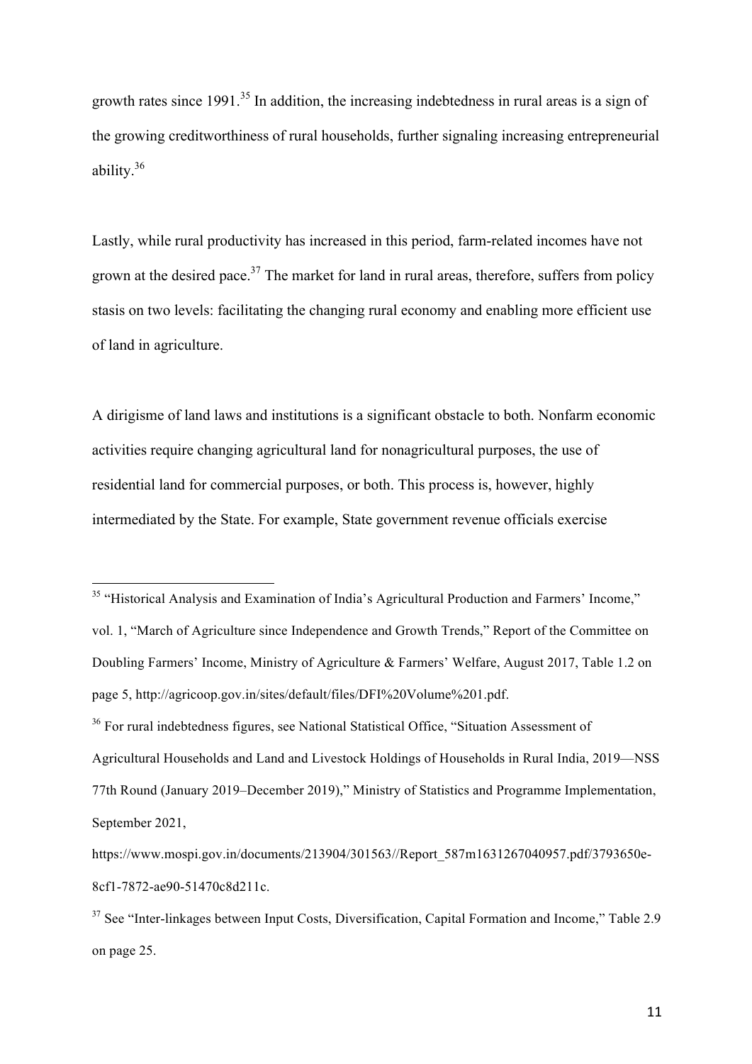growth rates since 1991.[35] In addition, the increasing indebtedness in rural areas is a sign of the growing creditworthiness of rural households, further signaling increasing entrepreneurial ability.[36]

Lastly, while rural productivity has increased in this period, farm-related incomes have not grown at the desired pace.[37] The market for land in rural areas, therefore, suffers from policy stasis on two levels: facilitating the changing rural economy and enabling more efficient use of land in agriculture.

A dirigisme of land laws and institutions is a significant obstacle to both. Nonfarm economic activities require changing agricultural land for nonagricultural purposes, the use of residential land for commercial purposes, or both. This process is, however, highly intermediated by the State. For example, State government revenue officials exercise

---

[35] "Historical Analysis and Examination of India's Agricultural Production and Farmers' Income," vol. 1, "March of Agriculture since Independence and Growth Trends," Report of the Committee on Doubling Farmers' Income, Ministry of Agriculture & Farmers' Welfare, August 2017, Table 1.2 on page 5, http://agricoop.gov.in/sites/default/files/DFI%20Volume%201.pdf.

[36] For rural indebtedness figures, see National Statistical Office, "Situation Assessment of Agricultural Households and Land and Livestock Holdings of Households in Rural India, 2019—NSS 77th Round (January 2019–December 2019)," Ministry of Statistics and Programme Implementation, September 2021, https://www.mospi.gov.in/documents/213904/301563//Report_587m1631267040957.pdf/3793650e-8cf1-7872-ae90-51470c8d211c.

[37] See "Inter-linkages between Input Costs, Diversification, Capital Formation and Income," Table 2.9 on page 25.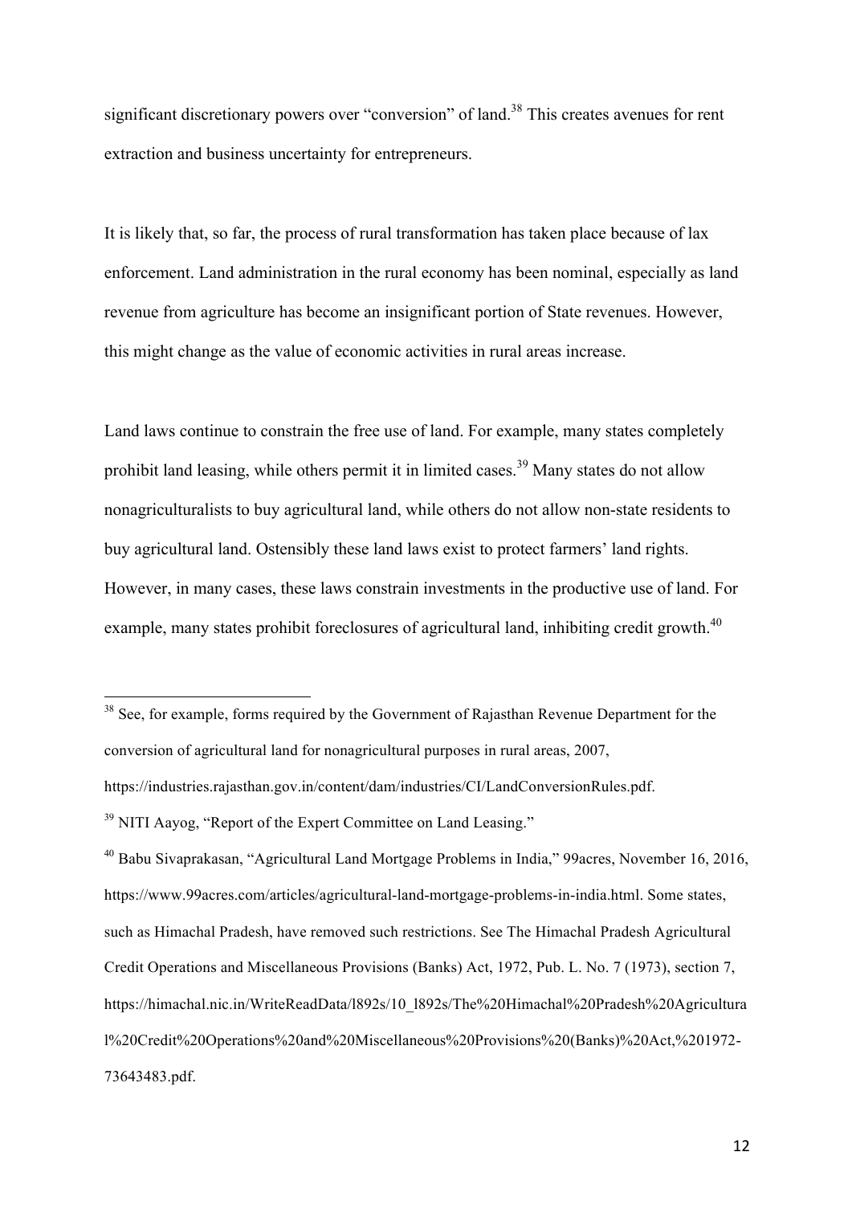significant discretionary powers over "conversion" of land.[38] This creates avenues for rent extraction and business uncertainty for entrepreneurs.

It is likely that, so far, the process of rural transformation has taken place because of lax enforcement. Land administration in the rural economy has been nominal, especially as land revenue from agriculture has become an insignificant portion of State revenues. However, this might change as the value of economic activities in rural areas increase.

Land laws continue to constrain the free use of land. For example, many states completely prohibit land leasing, while others permit it in limited cases.[39] Many states do not allow nonagriculturalists to buy agricultural land, while others do not allow non-state residents to buy agricultural land. Ostensibly these land laws exist to protect farmers' land rights. However, in many cases, these laws constrain investments in the productive use of land. For example, many states prohibit foreclosures of agricultural land, inhibiting credit growth.[40]

---

[38] See, for example, forms required by the Government of Rajasthan Revenue Department for the conversion of agricultural land for nonagricultural purposes in rural areas, 2007, https://industries.rajasthan.gov.in/content/dam/industries/CI/LandConversionRules.pdf.

[39] NITI Aayog, "Report of the Expert Committee on Land Leasing."

[40] Babu Sivaprakasan, "Agricultural Land Mortgage Problems in India," 99acres, November 16, 2016, https://www.99acres.com/articles/agricultural-land-mortgage-problems-in-india.html. Some states, such as Himachal Pradesh, have removed such restrictions. See The Himachal Pradesh Agricultural Credit Operations and Miscellaneous Provisions (Banks) Act, 1972, Pub. L. No. 7 (1973), section 7, https://himachal.nic.in/WriteReadData/l892s/10_l892s/The%20Himachal%20Pradesh%20Agricultural%20Credit%20Operations%20and%20Miscellaneous%20Provisions%20(Banks)%20Act,%201972-73643483.pdf.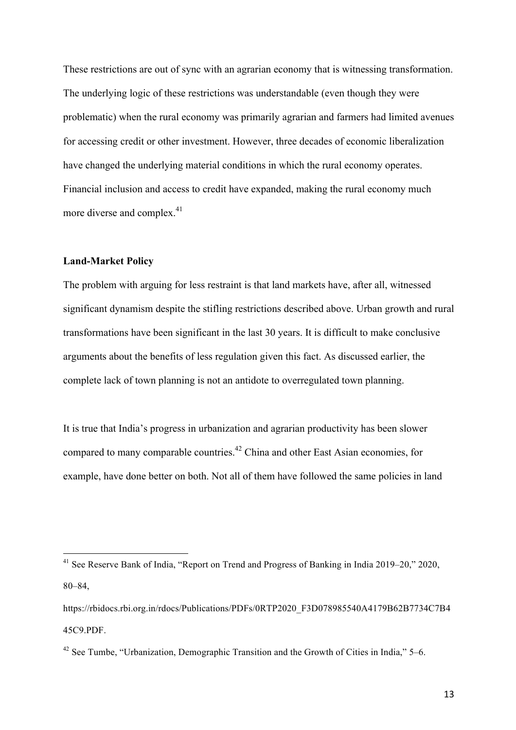These restrictions are out of sync with an agrarian economy that is witnessing transformation. The underlying logic of these restrictions was understandable (even though they were problematic) when the rural economy was primarily agrarian and farmers had limited avenues for accessing credit or other investment. However, three decades of economic liberalization have changed the underlying material conditions in which the rural economy operates. Financial inclusion and access to credit have expanded, making the rural economy much more diverse and complex.[41]

**Land-Market Policy**

The problem with arguing for less restraint is that land markets have, after all, witnessed significant dynamism despite the stifling restrictions described above. Urban growth and rural transformations have been significant in the last 30 years. It is difficult to make conclusive arguments about the benefits of less regulation given this fact. As discussed earlier, the complete lack of town planning is not an antidote to overregulated town planning.

It is true that India's progress in urbanization and agrarian productivity has been slower compared to many comparable countries.[42] China and other East Asian economies, for example, have done better on both. Not all of them have followed the same policies in land

---

[41] See Reserve Bank of India, "Report on Trend and Progress of Banking in India 2019–20," 2020, 80–84, https://rbidocs.rbi.org.in/rdocs/Publications/PDFs/0RTP2020_F3D078985540A4179B62B7734C7B445C9.PDF.

[42] See Tumbe, "Urbanization, Demographic Transition and the Growth of Cities in India," 5–6.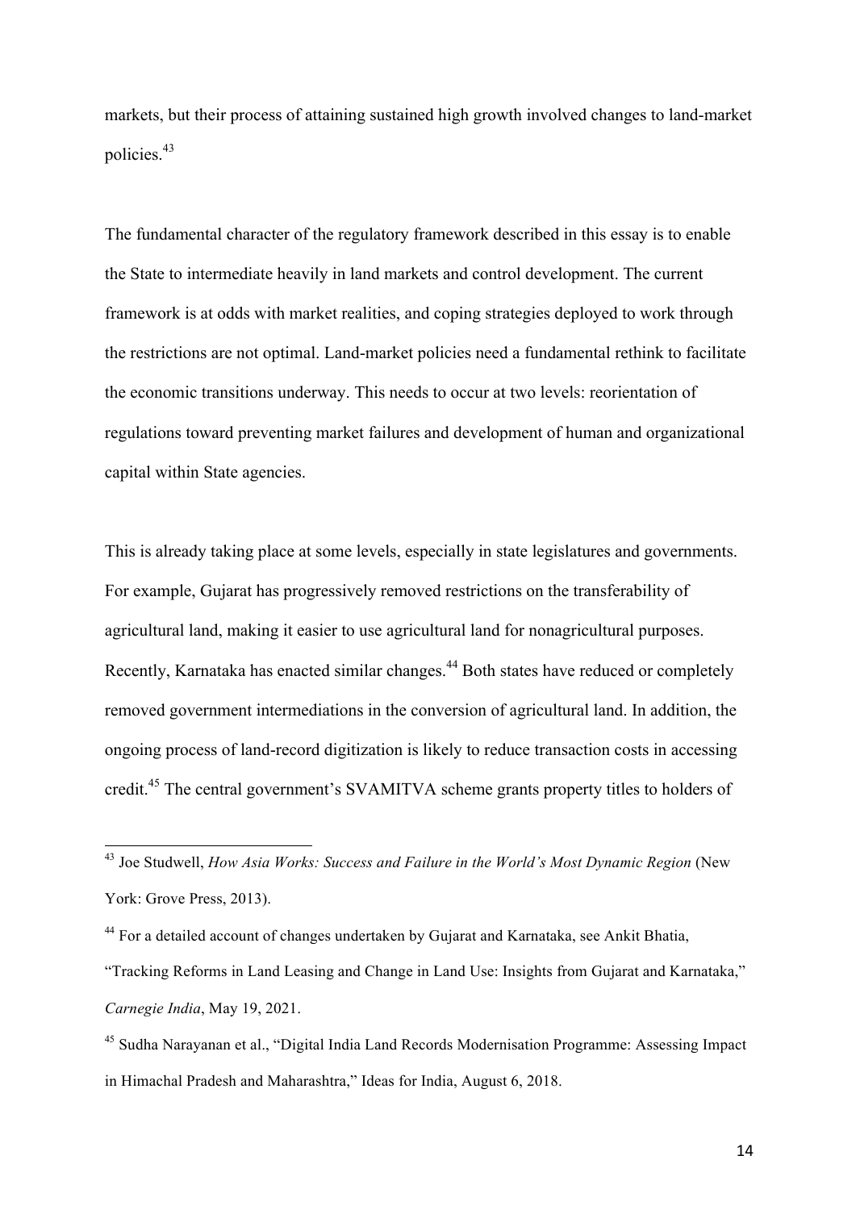markets, but their process of attaining sustained high growth involved changes to land-market policies.[43]

The fundamental character of the regulatory framework described in this essay is to enable the State to intermediate heavily in land markets and control development. The current framework is at odds with market realities, and coping strategies deployed to work through the restrictions are not optimal. Land-market policies need a fundamental rethink to facilitate the economic transitions underway. This needs to occur at two levels: reorientation of regulations toward preventing market failures and development of human and organizational capital within State agencies.

This is already taking place at some levels, especially in state legislatures and governments. For example, Gujarat has progressively removed restrictions on the transferability of agricultural land, making it easier to use agricultural land for nonagricultural purposes. Recently, Karnataka has enacted similar changes.[44] Both states have reduced or completely removed government intermediations in the conversion of agricultural land. In addition, the ongoing process of land-record digitization is likely to reduce transaction costs in accessing credit.[45] The central government's SVAMITVA scheme grants property titles to holders of

---

[43] Joe Studwell, *How Asia Works: Success and Failure in the World's Most Dynamic Region* (New York: Grove Press, 2013).

[44] For a detailed account of changes undertaken by Gujarat and Karnataka, see Ankit Bhatia, "Tracking Reforms in Land Leasing and Change in Land Use: Insights from Gujarat and Karnataka," *Carnegie India*, May 19, 2021.

[45] Sudha Narayanan et al., "Digital India Land Records Modernisation Programme: Assessing Impact in Himachal Pradesh and Maharashtra," Ideas for India, August 6, 2018.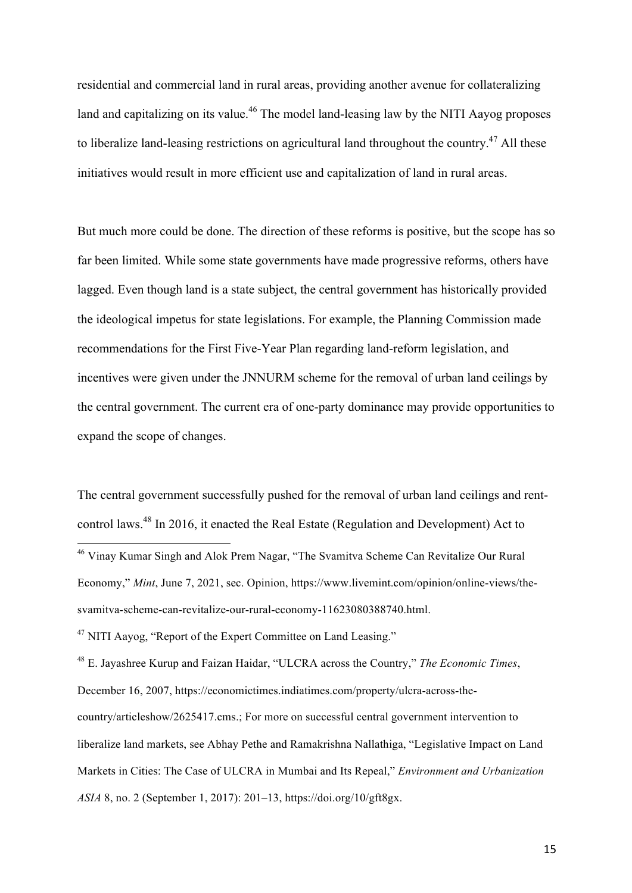residential and commercial land in rural areas, providing another avenue for collateralizing land and capitalizing on its value.[46] The model land-leasing law by the NITI Aayog proposes to liberalize land-leasing restrictions on agricultural land throughout the country.[47] All these initiatives would result in more efficient use and capitalization of land in rural areas.

But much more could be done. The direction of these reforms is positive, but the scope has so far been limited. While some state governments have made progressive reforms, others have lagged. Even though land is a state subject, the central government has historically provided the ideological impetus for state legislations. For example, the Planning Commission made recommendations for the First Five-Year Plan regarding land-reform legislation, and incentives were given under the JNNURM scheme for the removal of urban land ceilings by the central government. The current era of one-party dominance may provide opportunities to expand the scope of changes.

The central government successfully pushed for the removal of urban land ceilings and rent-control laws.[48] In 2016, it enacted the Real Estate (Regulation and Development) Act to

---

[46] Vinay Kumar Singh and Alok Prem Nagar, "The Svamitva Scheme Can Revitalize Our Rural Economy," *Mint*, June 7, 2021, sec. Opinion, https://www.livemint.com/opinion/online-views/the-svamitva-scheme-can-revitalize-our-rural-economy-11623080388740.html.

[47] NITI Aayog, "Report of the Expert Committee on Land Leasing."

[48] E. Jayashree Kurup and Faizan Haidar, "ULCRA across the Country," *The Economic Times*, December 16, 2007, https://economictimes.indiatimes.com/property/ulcra-across-the-country/articleshow/2625417.cms.; For more on successful central government intervention to liberalize land markets, see Abhay Pethe and Ramakrishna Nallathiga, "Legislative Impact on Land Markets in Cities: The Case of ULCRA in Mumbai and Its Repeal," *Environment and Urbanization ASIA* 8, no. 2 (September 1, 2017): 201–13, https://doi.org/10/gft8gx.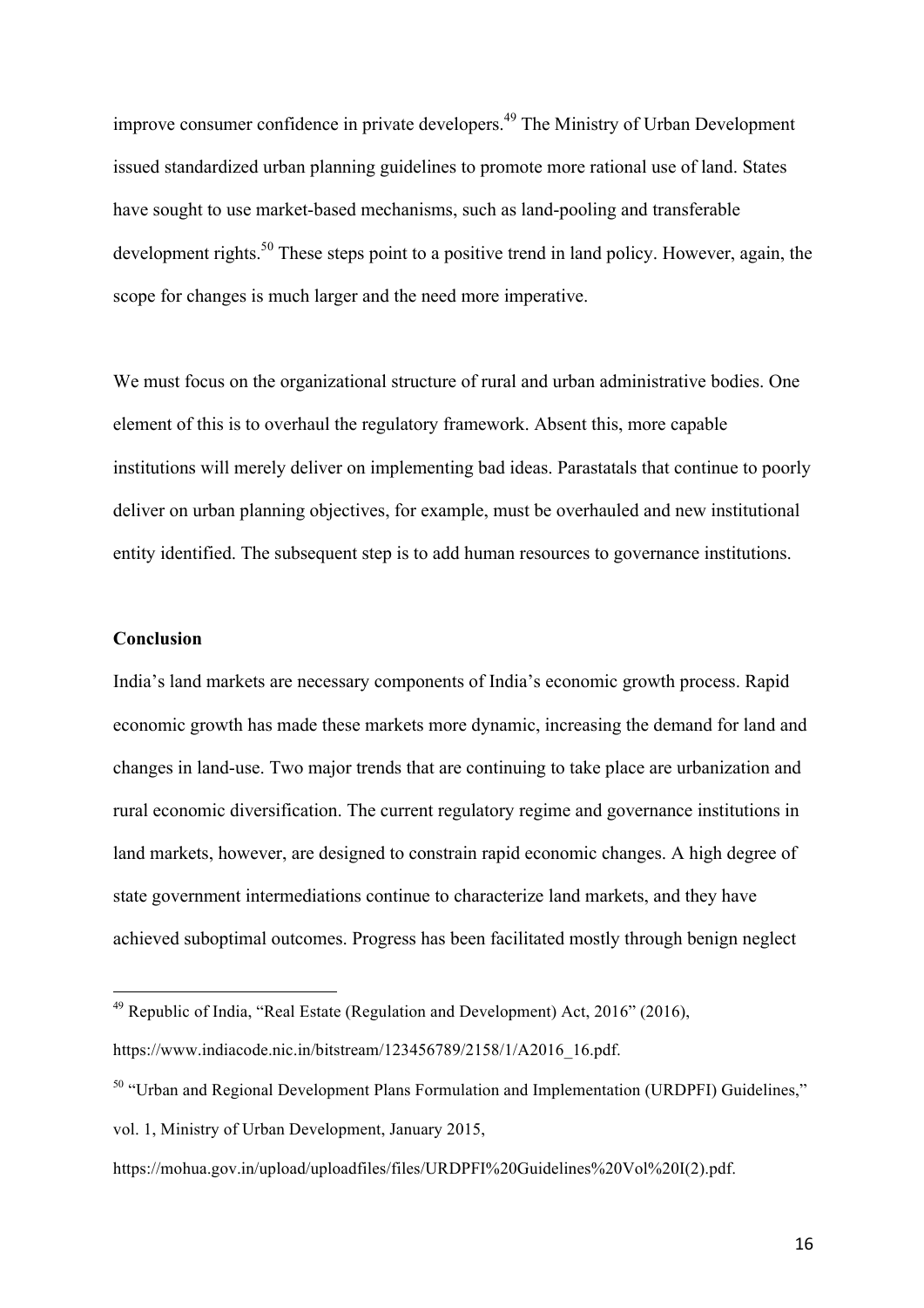improve consumer confidence in private developers.[49] The Ministry of Urban Development issued standardized urban planning guidelines to promote more rational use of land. States have sought to use market-based mechanisms, such as land-pooling and transferable development rights.[50] These steps point to a positive trend in land policy. However, again, the scope for changes is much larger and the need more imperative.

We must focus on the organizational structure of rural and urban administrative bodies. One element of this is to overhaul the regulatory framework. Absent this, more capable institutions will merely deliver on implementing bad ideas. Parastatals that continue to poorly deliver on urban planning objectives, for example, must be overhauled and new institutional entity identified. The subsequent step is to add human resources to governance institutions.

**Conclusion**

India's land markets are necessary components of India's economic growth process. Rapid economic growth has made these markets more dynamic, increasing the demand for land and changes in land-use. Two major trends that are continuing to take place are urbanization and rural economic diversification. The current regulatory regime and governance institutions in land markets, however, are designed to constrain rapid economic changes. A high degree of state government intermediations continue to characterize land markets, and they have achieved suboptimal outcomes. Progress has been facilitated mostly through benign neglect

---

[49] Republic of India, "Real Estate (Regulation and Development) Act, 2016" (2016), https://www.indiacode.nic.in/bitstream/123456789/2158/1/A2016_16.pdf.

[50] "Urban and Regional Development Plans Formulation and Implementation (URDPFI) Guidelines," vol. 1, Ministry of Urban Development, January 2015, https://mohua.gov.in/upload/uploadfiles/files/URDPFI%20Guidelines%20Vol%20I(2).pdf.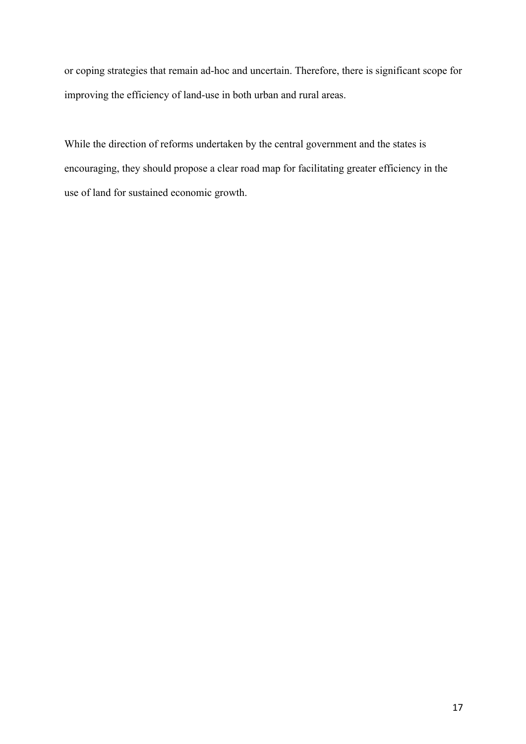or coping strategies that remain ad-hoc and uncertain. Therefore, there is significant scope for improving the efficiency of land-use in both urban and rural areas.

While the direction of reforms undertaken by the central government and the states is encouraging, they should propose a clear road map for facilitating greater efficiency in the use of land for sustained economic growth.